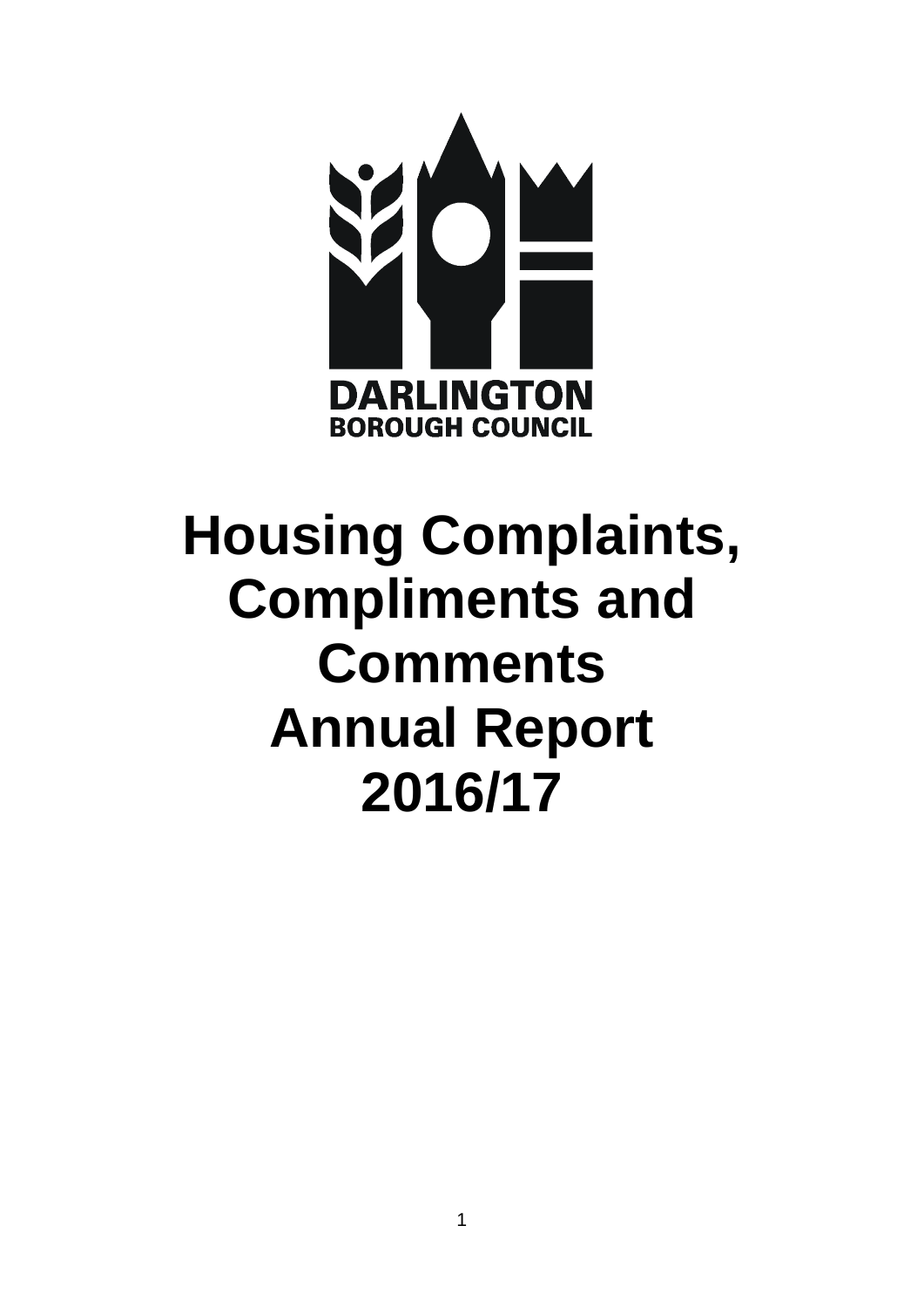DARLINGTON
BOROUGH COUNCIL

# Housing Complaints, Compliments and Comments Annual Report 2016/17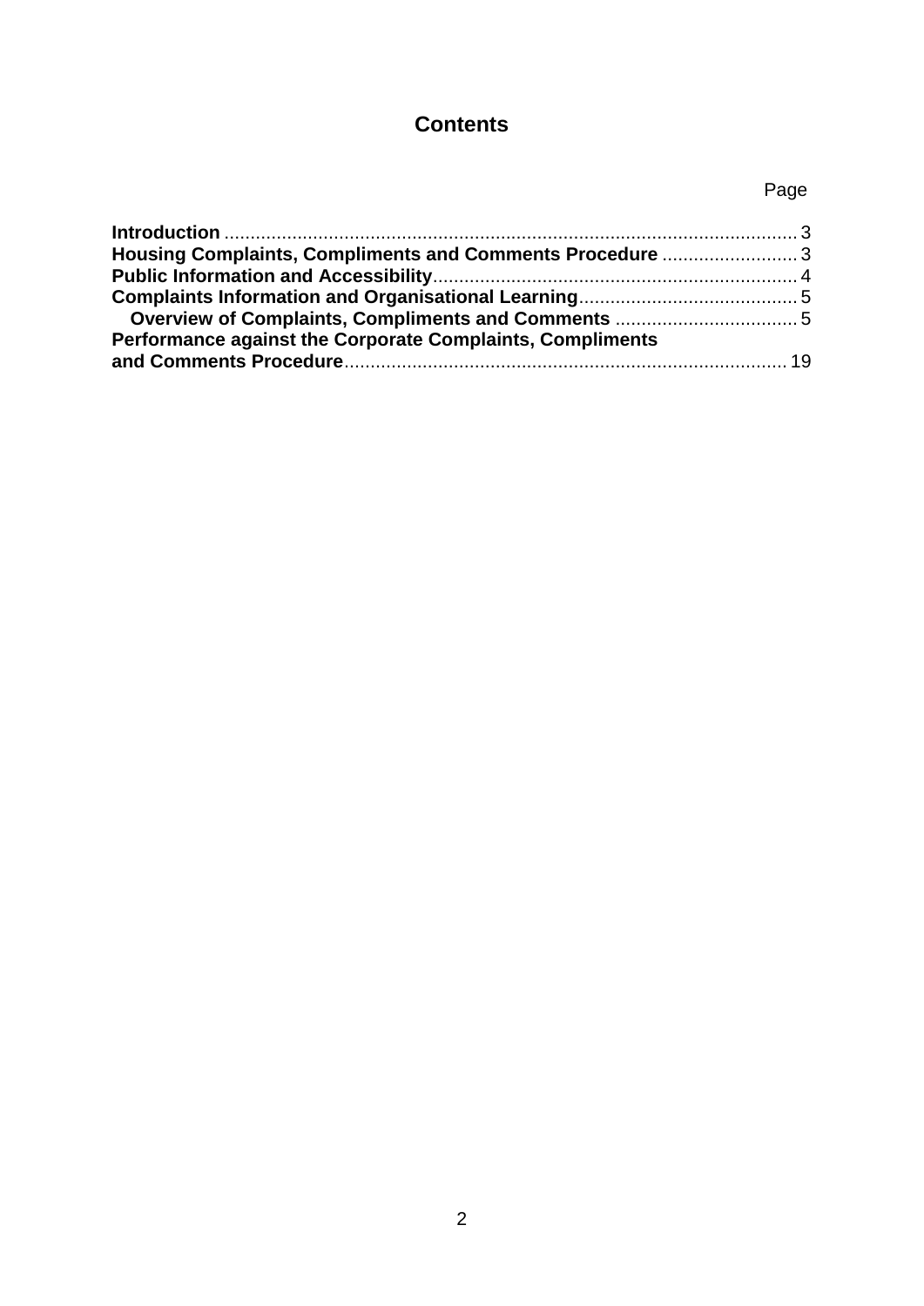# Contents

| | Page |
|---|---|
| **Introduction** | 3 |
| **Housing Complaints, Compliments and Comments Procedure** | 3 |
| **Public Information and Accessibility** | 4 |
| **Complaints Information and Organisational Learning** | 5 |
| &nbsp;&nbsp;&nbsp;**Overview of Complaints, Compliments and Comments** | 5 |
| **Performance against the Corporate Complaints, Compliments and Comments Procedure** | 19 |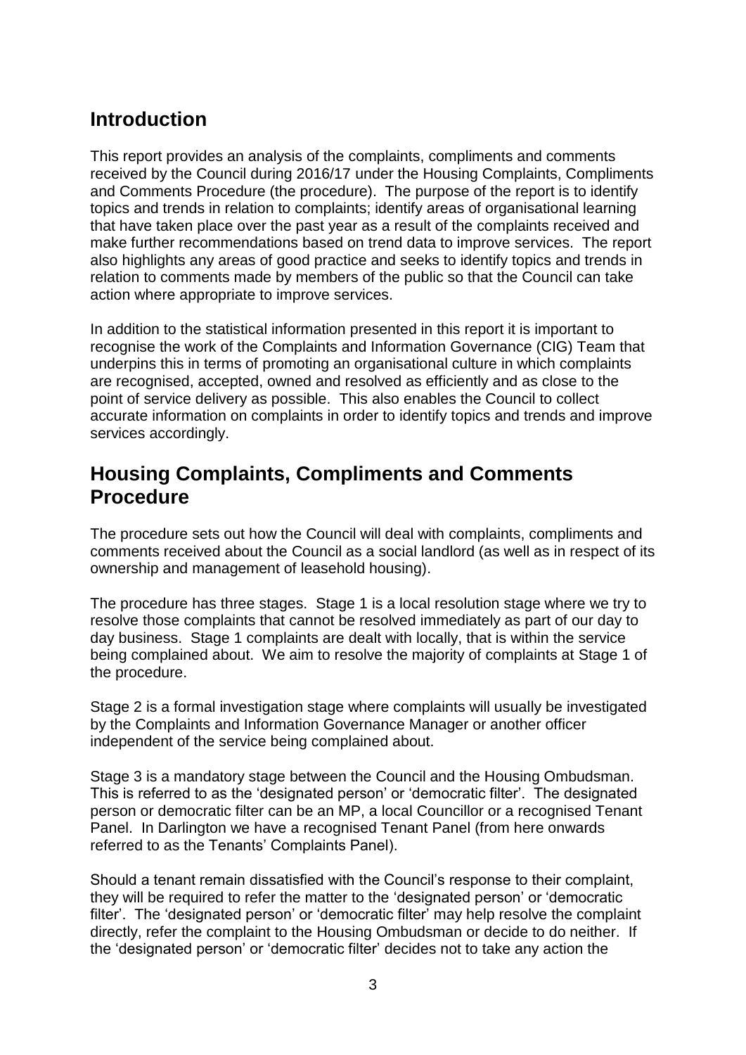## Introduction

This report provides an analysis of the complaints, compliments and comments received by the Council during 2016/17 under the Housing Complaints, Compliments and Comments Procedure (the procedure). The purpose of the report is to identify topics and trends in relation to complaints; identify areas of organisational learning that have taken place over the past year as a result of the complaints received and make further recommendations based on trend data to improve services. The report also highlights any areas of good practice and seeks to identify topics and trends in relation to comments made by members of the public so that the Council can take action where appropriate to improve services.

In addition to the statistical information presented in this report it is important to recognise the work of the Complaints and Information Governance (CIG) Team that underpins this in terms of promoting an organisational culture in which complaints are recognised, accepted, owned and resolved as efficiently and as close to the point of service delivery as possible. This also enables the Council to collect accurate information on complaints in order to identify topics and trends and improve services accordingly.

## Housing Complaints, Compliments and Comments Procedure

The procedure sets out how the Council will deal with complaints, compliments and comments received about the Council as a social landlord (as well as in respect of its ownership and management of leasehold housing).

The procedure has three stages. Stage 1 is a local resolution stage where we try to resolve those complaints that cannot be resolved immediately as part of our day to day business. Stage 1 complaints are dealt with locally, that is within the service being complained about. We aim to resolve the majority of complaints at Stage 1 of the procedure.

Stage 2 is a formal investigation stage where complaints will usually be investigated by the Complaints and Information Governance Manager or another officer independent of the service being complained about.

Stage 3 is a mandatory stage between the Council and the Housing Ombudsman. This is referred to as the 'designated person' or 'democratic filter'. The designated person or democratic filter can be an MP, a local Councillor or a recognised Tenant Panel. In Darlington we have a recognised Tenant Panel (from here onwards referred to as the Tenants' Complaints Panel).

Should a tenant remain dissatisfied with the Council's response to their complaint, they will be required to refer the matter to the 'designated person' or 'democratic filter'. The 'designated person' or 'democratic filter' may help resolve the complaint directly, refer the complaint to the Housing Ombudsman or decide to do neither. If the 'designated person' or 'democratic filter' decides not to take any action the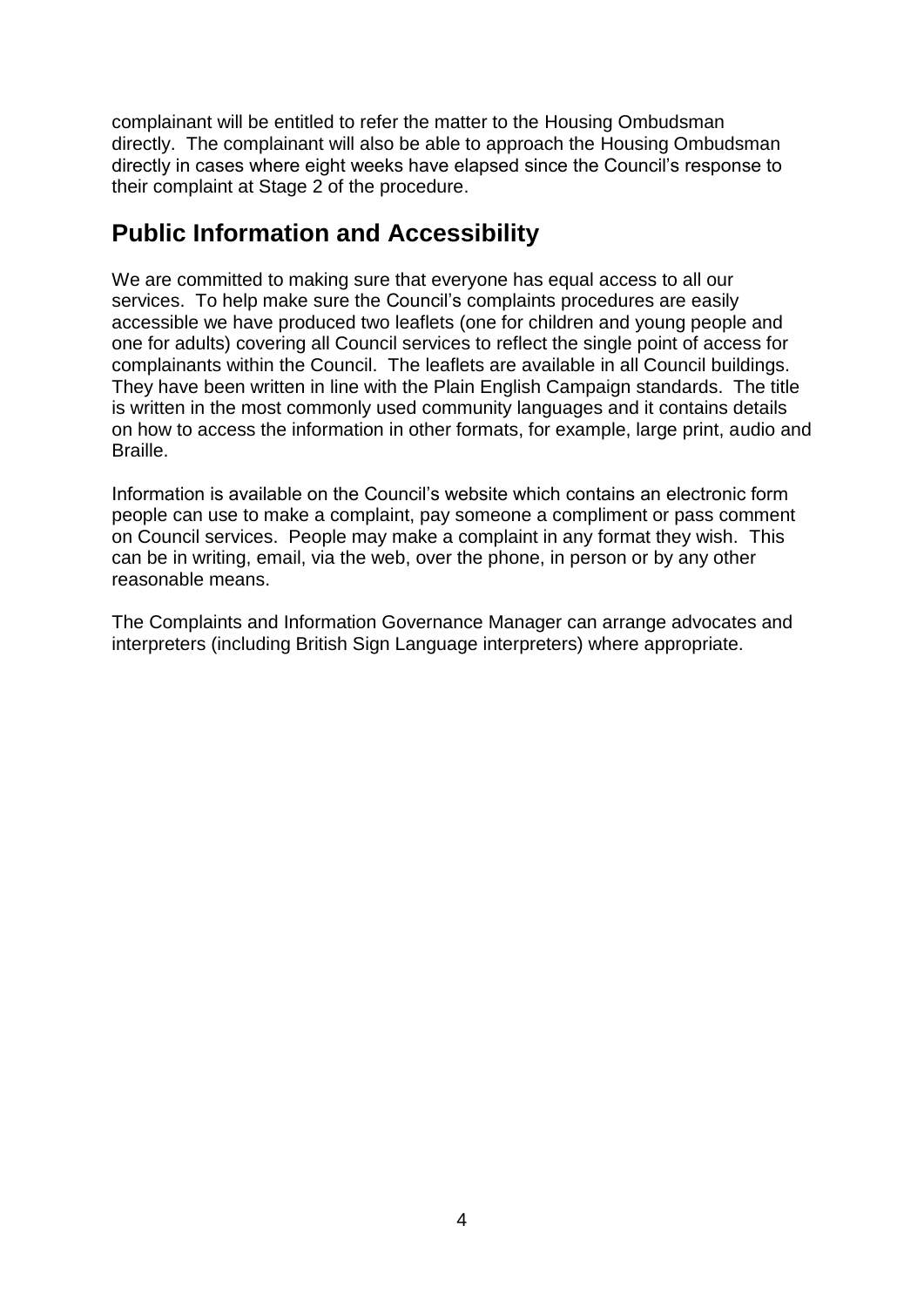complainant will be entitled to refer the matter to the Housing Ombudsman directly. The complainant will also be able to approach the Housing Ombudsman directly in cases where eight weeks have elapsed since the Council's response to their complaint at Stage 2 of the procedure.

## Public Information and Accessibility

We are committed to making sure that everyone has equal access to all our services. To help make sure the Council's complaints procedures are easily accessible we have produced two leaflets (one for children and young people and one for adults) covering all Council services to reflect the single point of access for complainants within the Council. The leaflets are available in all Council buildings. They have been written in line with the Plain English Campaign standards. The title is written in the most commonly used community languages and it contains details on how to access the information in other formats, for example, large print, audio and Braille.

Information is available on the Council's website which contains an electronic form people can use to make a complaint, pay someone a compliment or pass comment on Council services. People may make a complaint in any format they wish. This can be in writing, email, via the web, over the phone, in person or by any other reasonable means.

The Complaints and Information Governance Manager can arrange advocates and interpreters (including British Sign Language interpreters) where appropriate.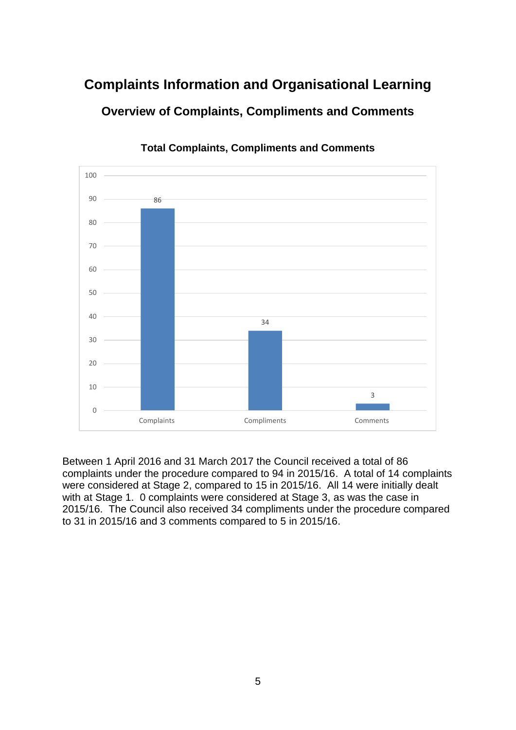# Complaints Information and Organisational Learning

## Overview of Complaints, Compliments and Comments

**Total Complaints, Compliments and Comments**

| Category | Total |
| --- | --- |
| Complaints | 86 |
| Compliments | 34 |
| Comments | 3 |

Between 1 April 2016 and 31 March 2017 the Council received a total of 86 complaints under the procedure compared to 94 in 2015/16. A total of 14 complaints were considered at Stage 2, compared to 15 in 2015/16. All 14 were initially dealt with at Stage 1. 0 complaints were considered at Stage 3, as was the case in 2015/16. The Council also received 34 compliments under the procedure compared to 31 in 2015/16 and 3 comments compared to 5 in 2015/16.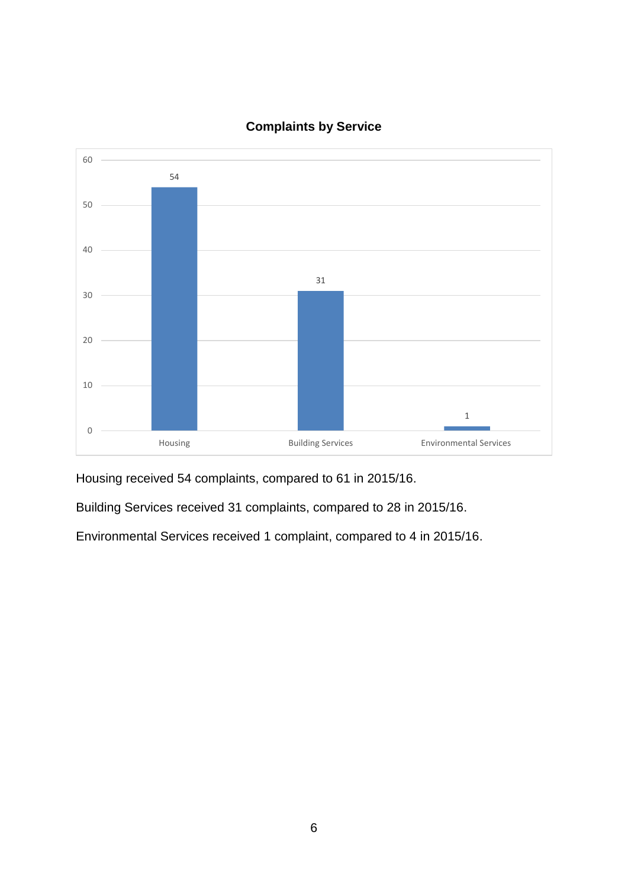**Complaints by Service**

| Service | Complaints |
|---|---|
| Housing | 54 |
| Building Services | 31 |
| Environmental Services | 1 |

Housing received 54 complaints, compared to 61 in 2015/16.

Building Services received 31 complaints, compared to 28 in 2015/16.

Environmental Services received 1 complaint, compared to 4 in 2015/16.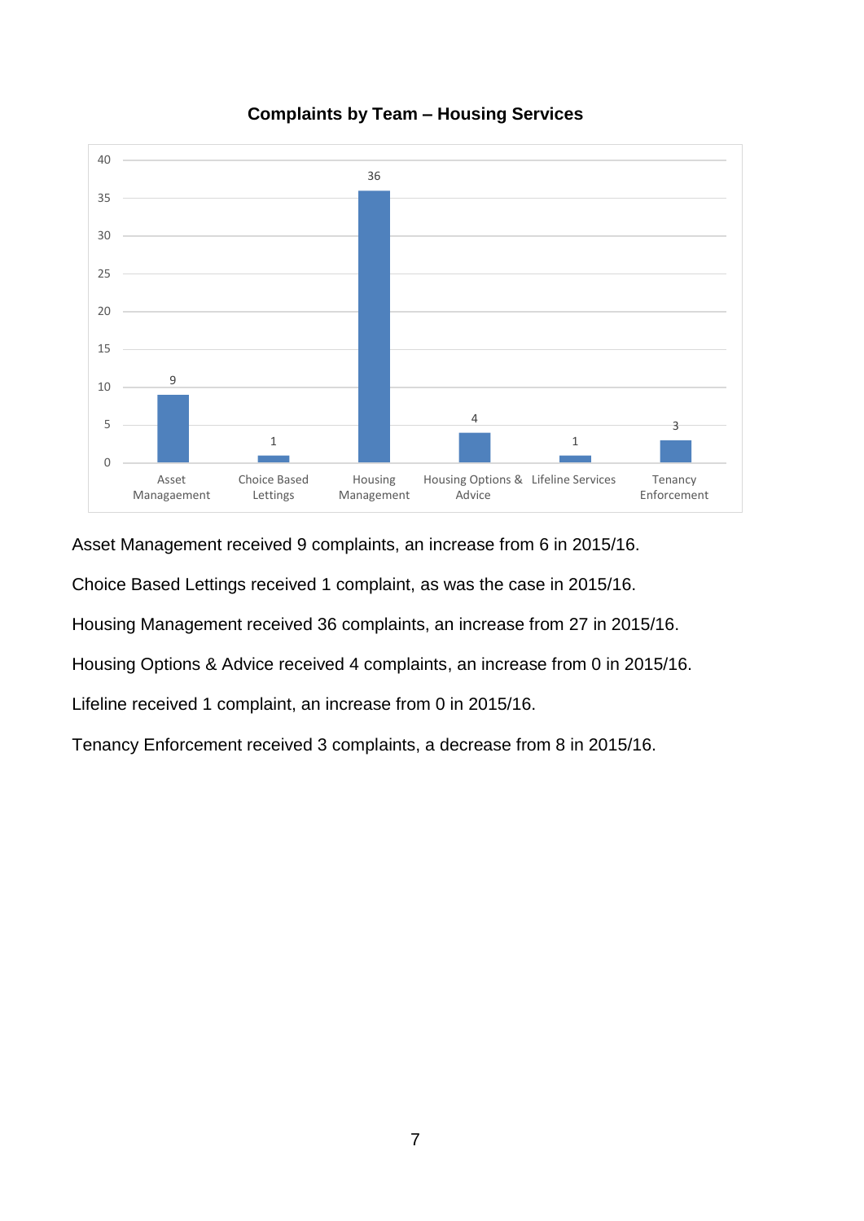**Complaints by Team – Housing Services**

| Team | Complaints |
| --- | --- |
| Asset Managaement | 9 |
| Choice Based Lettings | 1 |
| Housing Management | 36 |
| Housing Options & Advice | 4 |
| Lifeline Services | 1 |
| Tenancy Enforcement | 3 |

Asset Management received 9 complaints, an increase from 6 in 2015/16.

Choice Based Lettings received 1 complaint, as was the case in 2015/16.

Housing Management received 36 complaints, an increase from 27 in 2015/16.

Housing Options & Advice received 4 complaints, an increase from 0 in 2015/16.

Lifeline received 1 complaint, an increase from 0 in 2015/16.

Tenancy Enforcement received 3 complaints, a decrease from 8 in 2015/16.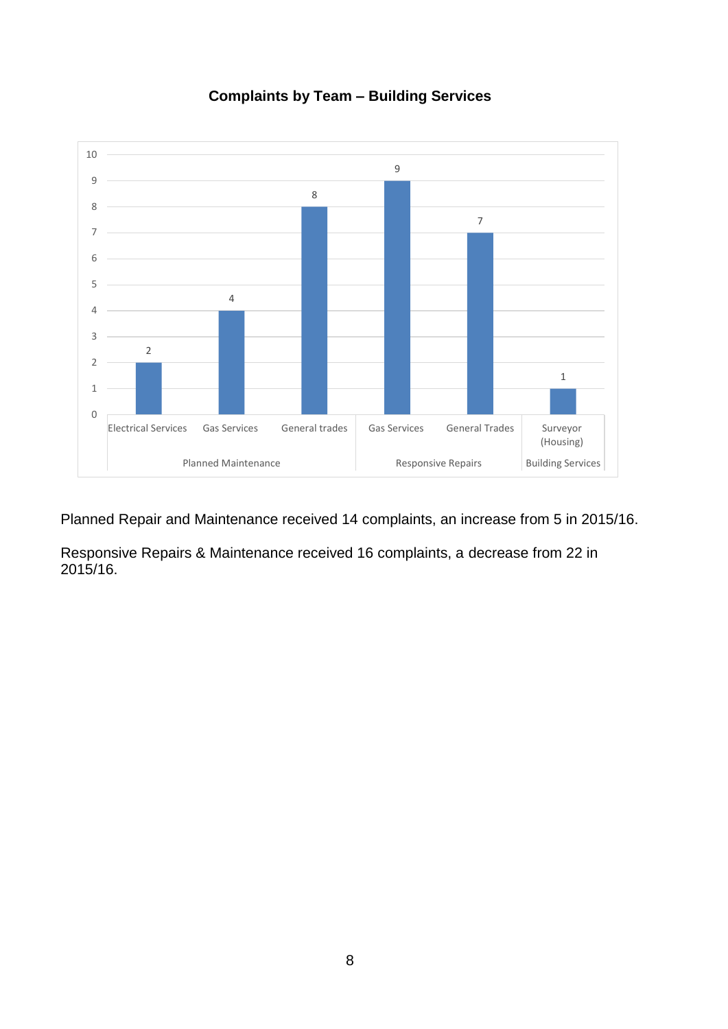**Complaints by Team – Building Services**

| Category | Team | Complaints |
|---|---|---|
| Planned Maintenance | Electrical Services | 2 |
| Planned Maintenance | Gas Services | 4 |
| Planned Maintenance | General trades | 8 |
| Responsive Repairs | Gas Services | 9 |
| Responsive Repairs | General Trades | 7 |
| Building Services | Surveyor (Housing) | 1 |

Planned Repair and Maintenance received 14 complaints, an increase from 5 in 2015/16.

Responsive Repairs & Maintenance received 16 complaints, a decrease from 22 in 2015/16.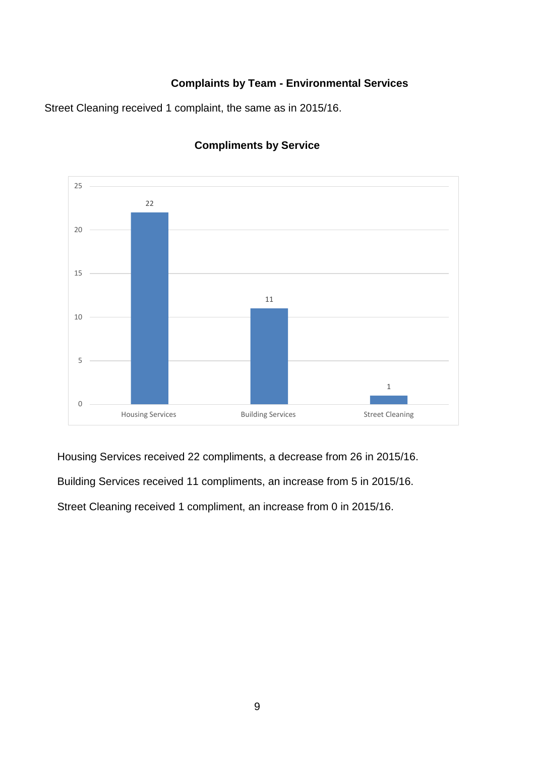### Complaints by Team - Environmental Services

Street Cleaning received 1 complaint, the same as in 2015/16.

### Compliments by Service

| Service | Compliments |
|---|---|
| Housing Services | 22 |
| Building Services | 11 |
| Street Cleaning | 1 |

Housing Services received 22 compliments, a decrease from 26 in 2015/16.

Building Services received 11 compliments, an increase from 5 in 2015/16.

Street Cleaning received 1 compliment, an increase from 0 in 2015/16.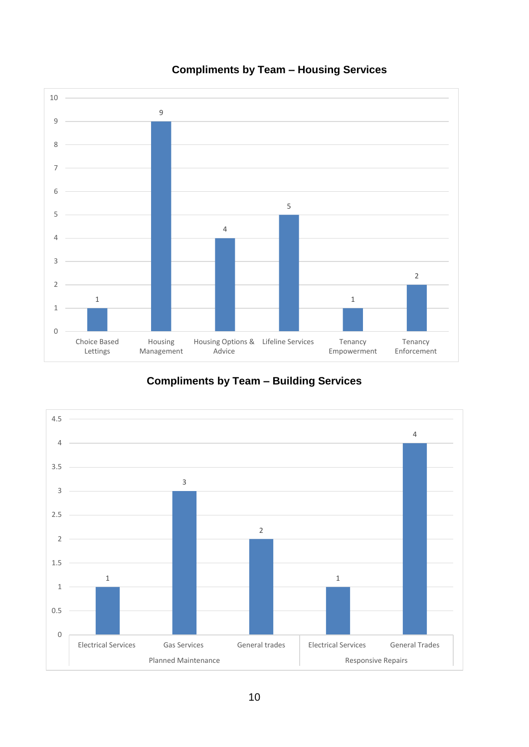## Compliments by Team – Housing Services

| Team | Compliments |
|---|---|
| Choice Based Lettings | 1 |
| Housing Management | 9 |
| Housing Options & Advice | 4 |
| Lifeline Services | 5 |
| Tenancy Empowerment | 1 |
| Tenancy Enforcement | 2 |

## Compliments by Team – Building Services

| Area | Team | Compliments |
|---|---|---|
| Planned Maintenance | Electrical Services | 1 |
| Planned Maintenance | Gas Services | 3 |
| Planned Maintenance | General trades | 2 |
| Responsive Repairs | Electrical Services | 1 |
| Responsive Repairs | General Trades | 4 |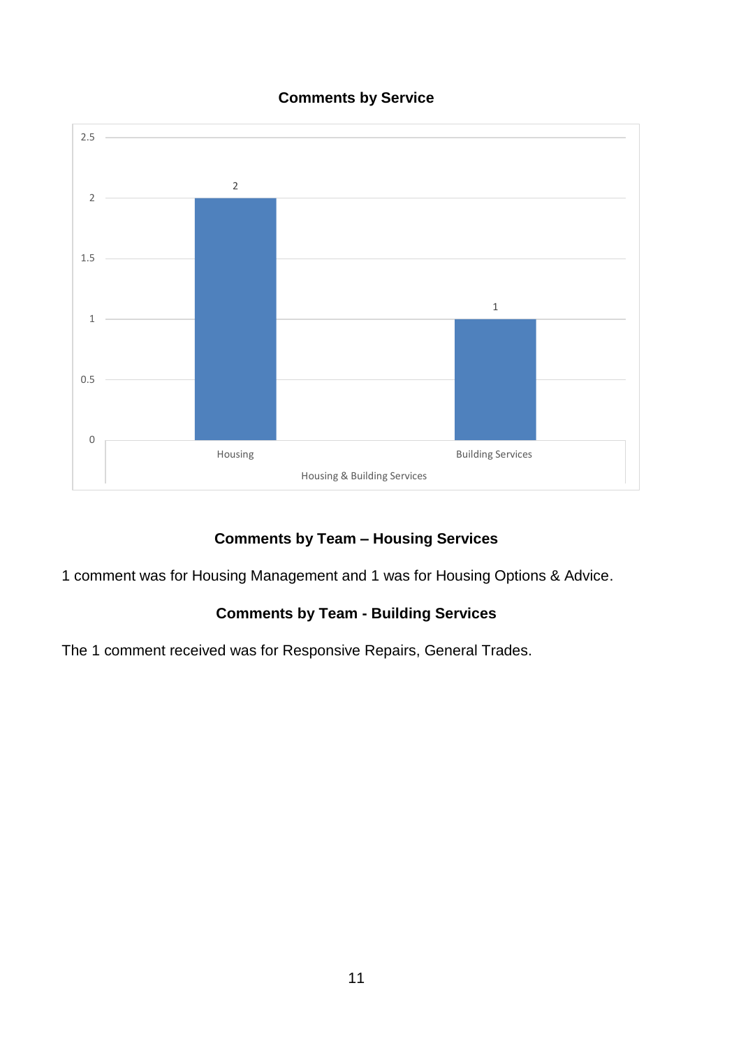## Comments by Service

| Housing & Building Services | Comments |
| --- | --- |
| Housing | 2 |
| Building Services | 1 |

## Comments by Team – Housing Services

1 comment was for Housing Management and 1 was for Housing Options & Advice.

## Comments by Team - Building Services

The 1 comment received was for Responsive Repairs, General Trades.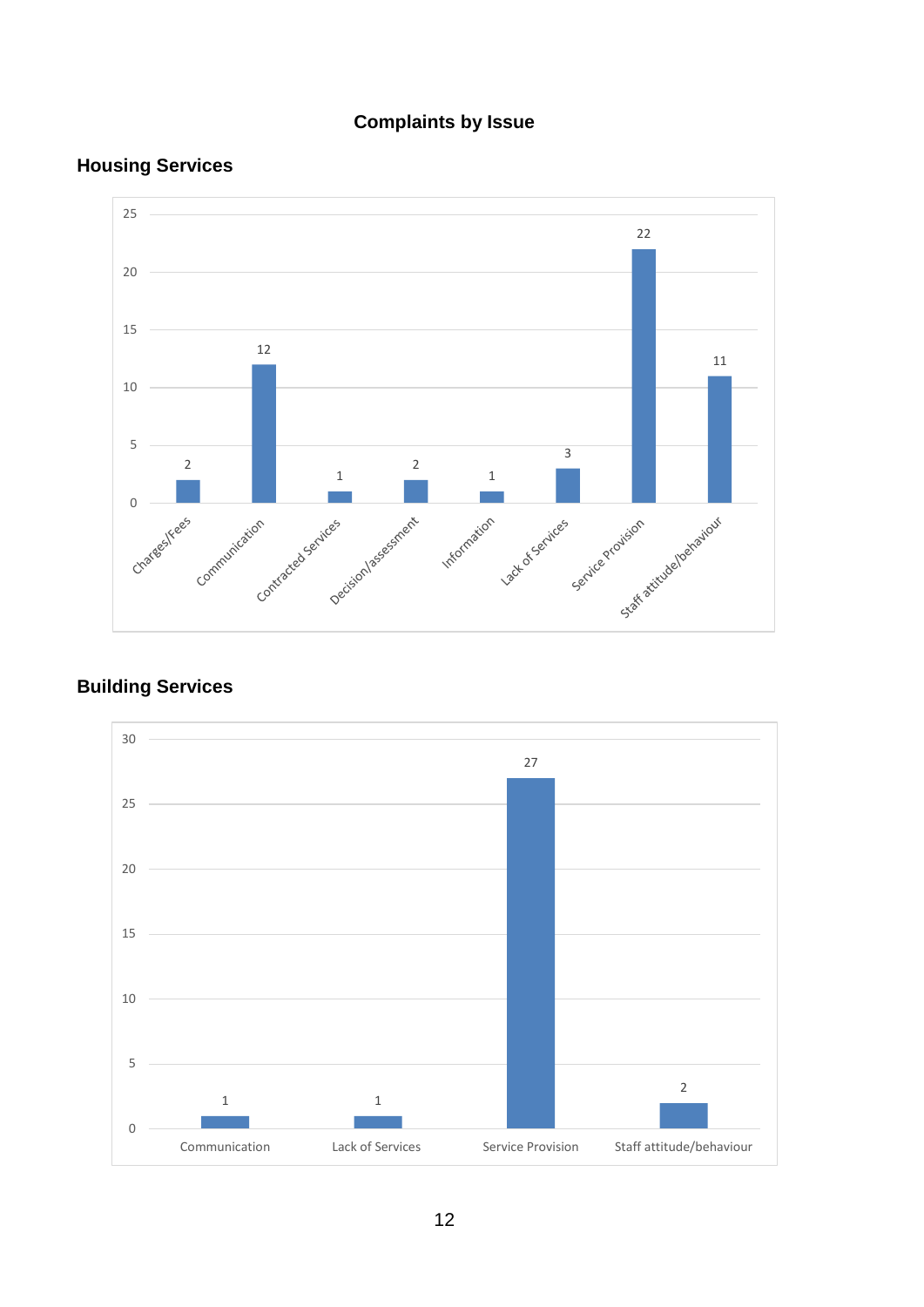# Complaints by Issue

## Housing Services

| Issue | Complaints |
|---|---|
| Charges/Fees | 2 |
| Communication | 12 |
| Contracted Services | 1 |
| Decision/assessment | 2 |
| Information | 1 |
| Lack of Services | 3 |
| Service Provision | 22 |
| Staff attitude/behaviour | 11 |

## Building Services

| Issue | Complaints |
|---|---|
| Communication | 1 |
| Lack of Services | 1 |
| Service Provision | 27 |
| Staff attitude/behaviour | 2 |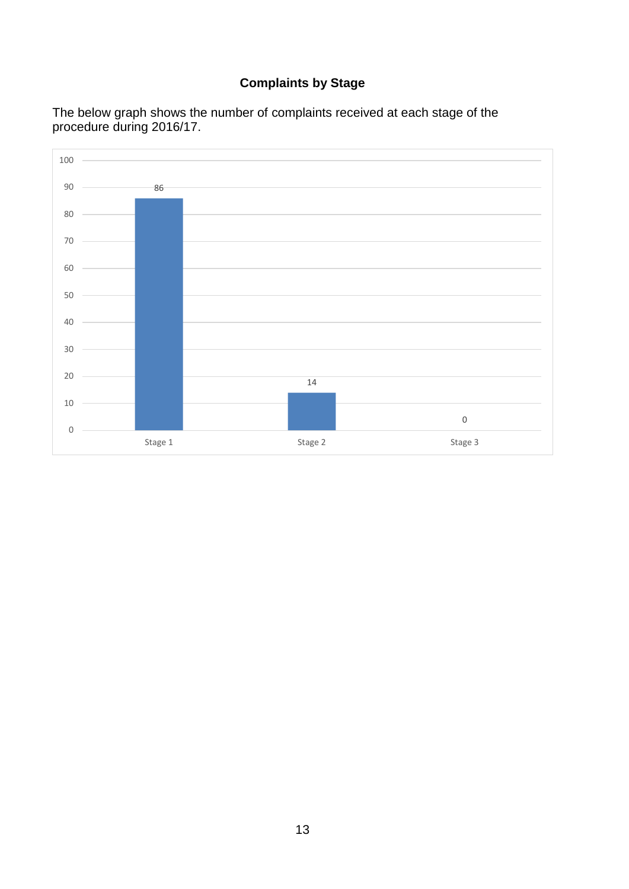### Complaints by Stage

The below graph shows the number of complaints received at each stage of the procedure during 2016/17.

| Stage | Number of complaints |
|---|---|
| Stage 1 | 86 |
| Stage 2 | 14 |
| Stage 3 | 0 |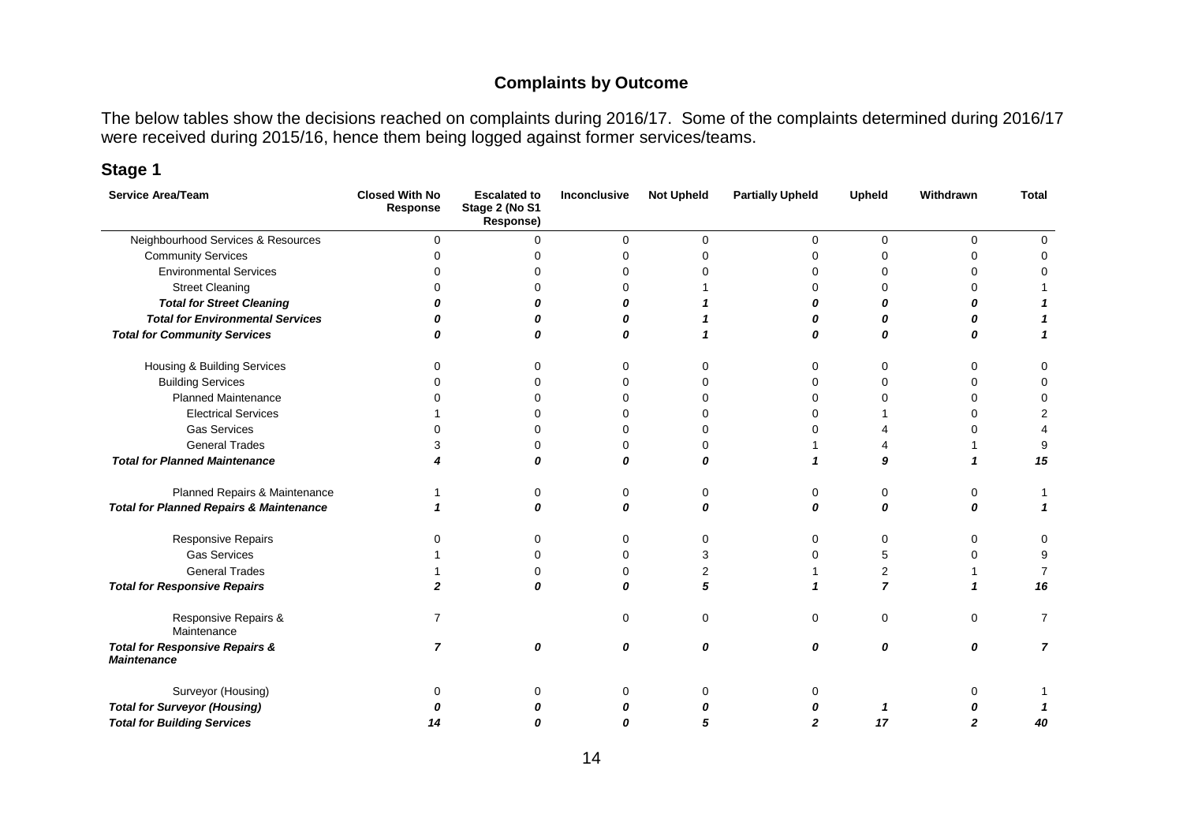## Complaints by Outcome

The below tables show the decisions reached on complaints during 2016/17. Some of the complaints determined during 2016/17 were received during 2015/16, hence them being logged against former services/teams.

### Stage 1

| Service Area/Team | Closed With No Response | Escalated to Stage 2 (No S1 Response) | Inconclusive | Not Upheld | Partially Upheld | Upheld | Withdrawn | Total |
|---|---|---|---|---|---|---|---|---|
| Neighbourhood Services & Resources | 0 | 0 | 0 | 0 | 0 | 0 | 0 | 0 |
| Community Services | 0 | 0 | 0 | 0 | 0 | 0 | 0 | 0 |
| Environmental Services | 0 | 0 | 0 | 0 | 0 | 0 | 0 | 0 |
| Street Cleaning | 0 | 0 | 0 | 1 | 0 | 0 | 0 | 1 |
| ***Total for Street Cleaning*** | ***0*** | ***0*** | ***0*** | ***1*** | ***0*** | ***0*** | ***0*** | ***1*** |
| ***Total for Environmental Services*** | ***0*** | ***0*** | ***0*** | ***1*** | ***0*** | ***0*** | ***0*** | ***1*** |
| ***Total for Community Services*** | ***0*** | ***0*** | ***0*** | ***1*** | ***0*** | ***0*** | ***0*** | ***1*** |
| Housing & Building Services | 0 | 0 | 0 | 0 | 0 | 0 | 0 | 0 |
| Building Services | 0 | 0 | 0 | 0 | 0 | 0 | 0 | 0 |
| Planned Maintenance | 0 | 0 | 0 | 0 | 0 | 0 | 0 | 0 |
| Electrical Services | 1 | 0 | 0 | 0 | 0 | 1 | 0 | 2 |
| Gas Services | 0 | 0 | 0 | 0 | 0 | 4 | 0 | 4 |
| General Trades | 3 | 0 | 0 | 0 | 1 | 4 | 1 | 9 |
| ***Total for Planned Maintenance*** | ***4*** | ***0*** | ***0*** | ***0*** | ***1*** | ***9*** | ***1*** | ***15*** |
| Planned Repairs & Maintenance | 1 | 0 | 0 | 0 | 0 | 0 | 0 | 1 |
| ***Total for Planned Repairs & Maintenance*** | ***1*** | ***0*** | ***0*** | ***0*** | ***0*** | ***0*** | ***0*** | ***1*** |
| Responsive Repairs | 0 | 0 | 0 | 0 | 0 | 0 | 0 | 0 |
| Gas Services | 1 | 0 | 0 | 3 | 0 | 5 | 0 | 9 |
| General Trades | 1 | 0 | 0 | 2 | 1 | 2 | 1 | 7 |
| ***Total for Responsive Repairs*** | ***2*** | ***0*** | ***0*** | ***5*** | ***1*** | ***7*** | ***1*** | ***16*** |
| Responsive Repairs & Maintenance | 7 | | 0 | 0 | 0 | 0 | 0 | 7 |
| ***Total for Responsive Repairs & Maintenance*** | ***7*** | ***0*** | ***0*** | ***0*** | ***0*** | ***0*** | ***0*** | ***7*** |
| Surveyor (Housing) | 0 | 0 | 0 | 0 | 0 | | 0 | 1 |
| ***Total for Surveyor (Housing)*** | ***0*** | ***0*** | ***0*** | ***0*** | ***0*** | ***1*** | ***0*** | ***1*** |
| ***Total for Building Services*** | ***14*** | ***0*** | ***0*** | ***5*** | ***2*** | ***17*** | ***2*** | ***40*** |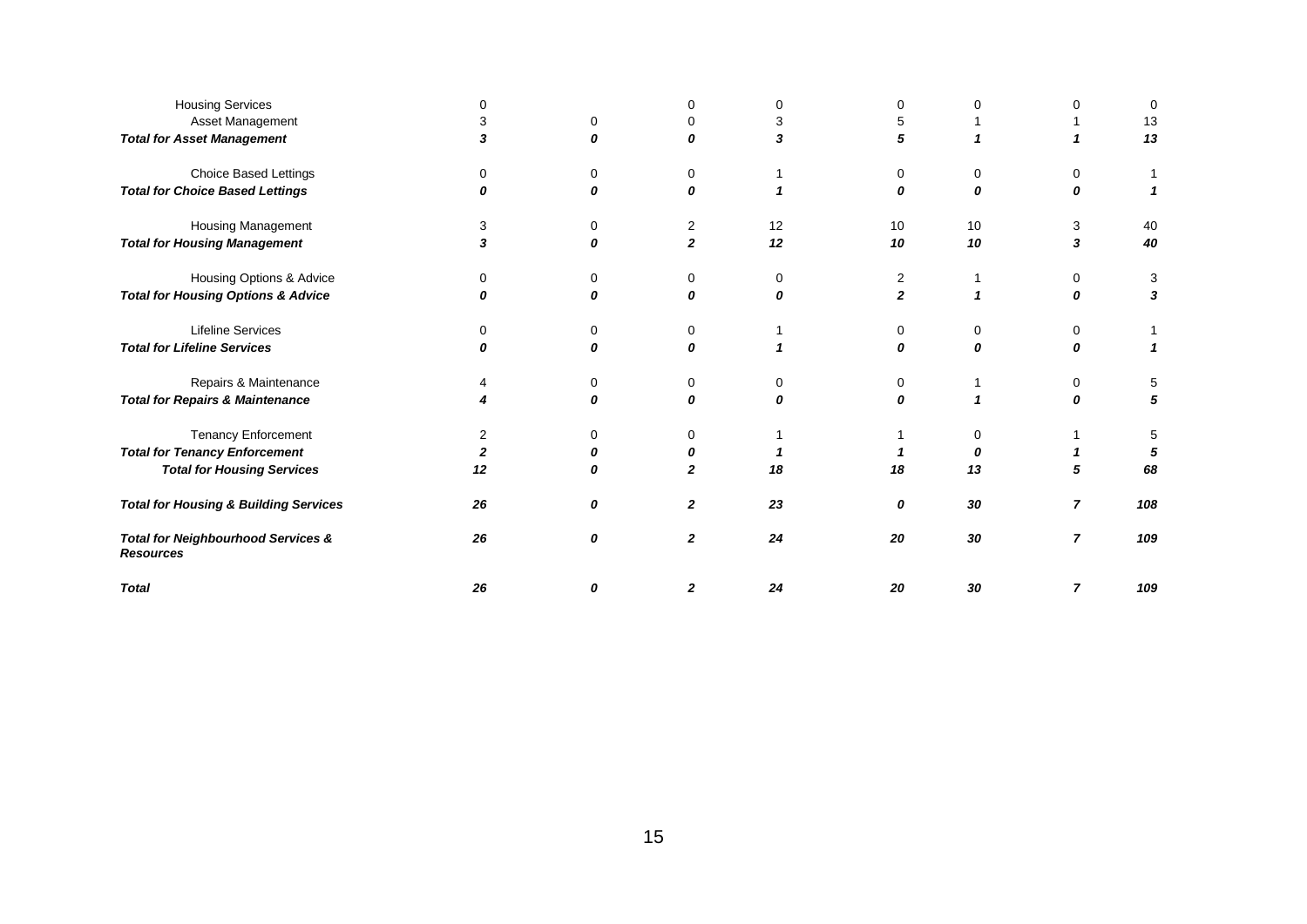| | | | | | | | | |
|---|---|---|---|---|---|---|---|---|
| Housing Services | 0 | | 0 | 0 | 0 | 0 | 0 | 0 |
| Asset Management | 3 | 0 | 0 | 3 | 5 | 1 | 1 | 13 |
| ***Total for Asset Management*** | *3* | *0* | *0* | *3* | *5* | *1* | *1* | *13* |
| Choice Based Lettings | 0 | 0 | 0 | 1 | 0 | 0 | 0 | 1 |
| ***Total for Choice Based Lettings*** | *0* | *0* | *0* | *1* | *0* | *0* | *0* | *1* |
| Housing Management | 3 | 0 | 2 | 12 | 10 | 10 | 3 | 40 |
| ***Total for Housing Management*** | *3* | *0* | *2* | *12* | *10* | *10* | *3* | *40* |
| Housing Options & Advice | 0 | 0 | 0 | 0 | 2 | 1 | 0 | 3 |
| ***Total for Housing Options & Advice*** | *0* | *0* | *0* | *0* | *2* | *1* | *0* | *3* |
| Lifeline Services | 0 | 0 | 0 | 1 | 0 | 0 | 0 | 1 |
| ***Total for Lifeline Services*** | *0* | *0* | *0* | *1* | *0* | *0* | *0* | *1* |
| Repairs & Maintenance | 4 | 0 | 0 | 0 | 0 | 1 | 0 | 5 |
| ***Total for Repairs & Maintenance*** | *4* | *0* | *0* | *0* | *0* | *1* | *0* | *5* |
| Tenancy Enforcement | 2 | 0 | 0 | 1 | 1 | 0 | 1 | 5 |
| ***Total for Tenancy Enforcement*** | *2* | *0* | *0* | *1* | *1* | *0* | *1* | *5* |
| ***Total for Housing Services*** | *12* | *0* | *2* | *18* | *18* | *13* | *5* | *68* |
| ***Total for Housing & Building Services*** | *26* | *0* | *2* | *23* | *0* | *30* | *7* | *108* |
| ***Total for Neighbourhood Services & Resources*** | *26* | *0* | *2* | *24* | *20* | *30* | *7* | *109* |
| ***Total*** | *26* | *0* | *2* | *24* | *20* | *30* | *7* | *109* |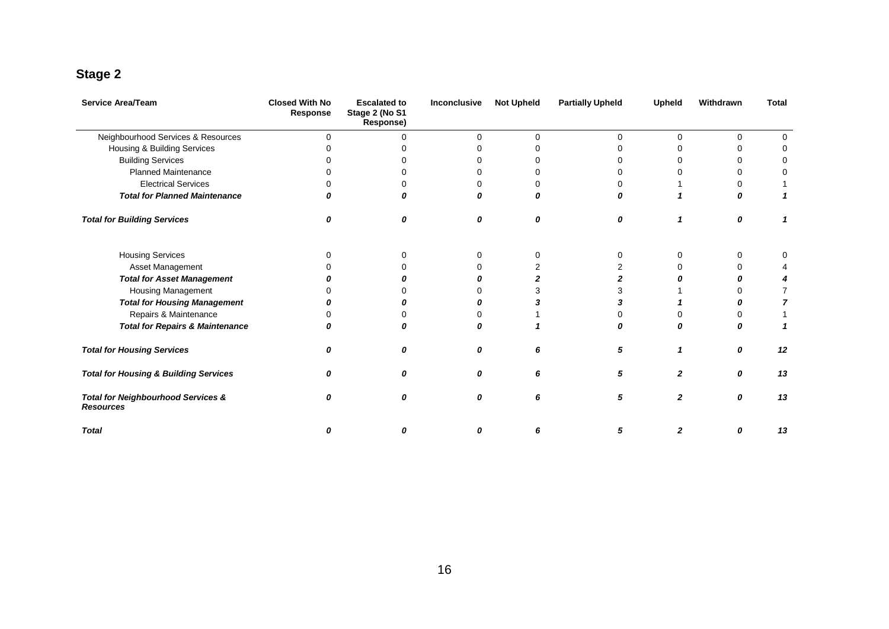## Stage 2

| Service Area/Team | Closed With No Response | Escalated to Stage 2 (No S1 Response) | Inconclusive | Not Upheld | Partially Upheld | Upheld | Withdrawn | Total |
|---|---|---|---|---|---|---|---|---|
| Neighbourhood Services & Resources | 0 | 0 | 0 | 0 | 0 | 0 | 0 | 0 |
| Housing & Building Services | 0 | 0 | 0 | 0 | 0 | 0 | 0 | 0 |
| Building Services | 0 | 0 | 0 | 0 | 0 | 0 | 0 | 0 |
| Planned Maintenance | 0 | 0 | 0 | 0 | 0 | 0 | 0 | 0 |
| Electrical Services | 0 | 0 | 0 | 0 | 0 | 1 | 0 | 1 |
| ***Total for Planned Maintenance*** | ***0*** | ***0*** | ***0*** | ***0*** | ***0*** | ***1*** | ***0*** | ***1*** |
| ***Total for Building Services*** | ***0*** | ***0*** | ***0*** | ***0*** | ***0*** | ***1*** | ***0*** | ***1*** |
| Housing Services | 0 | 0 | 0 | 0 | 0 | 0 | 0 | 0 |
| Asset Management | 0 | 0 | 0 | 2 | 2 | 0 | 0 | 4 |
| ***Total for Asset Management*** | ***0*** | ***0*** | ***0*** | ***2*** | ***2*** | ***0*** | ***0*** | ***4*** |
| Housing Management | 0 | 0 | 0 | 3 | 3 | 1 | 0 | 7 |
| ***Total for Housing Management*** | ***0*** | ***0*** | ***0*** | ***3*** | ***3*** | ***1*** | ***0*** | ***7*** |
| Repairs & Maintenance | 0 | 0 | 0 | 1 | 0 | 0 | 0 | 1 |
| ***Total for Repairs & Maintenance*** | ***0*** | ***0*** | ***0*** | ***1*** | ***0*** | ***0*** | ***0*** | ***1*** |
| ***Total for Housing Services*** | ***0*** | ***0*** | ***0*** | ***6*** | ***5*** | ***1*** | ***0*** | ***12*** |
| ***Total for Housing & Building Services*** | ***0*** | ***0*** | ***0*** | ***6*** | ***5*** | ***2*** | ***0*** | ***13*** |
| ***Total for Neighbourhood Services & Resources*** | ***0*** | ***0*** | ***0*** | ***6*** | ***5*** | ***2*** | ***0*** | ***13*** |
| ***Total*** | ***0*** | ***0*** | ***0*** | ***6*** | ***5*** | ***2*** | ***0*** | ***13*** |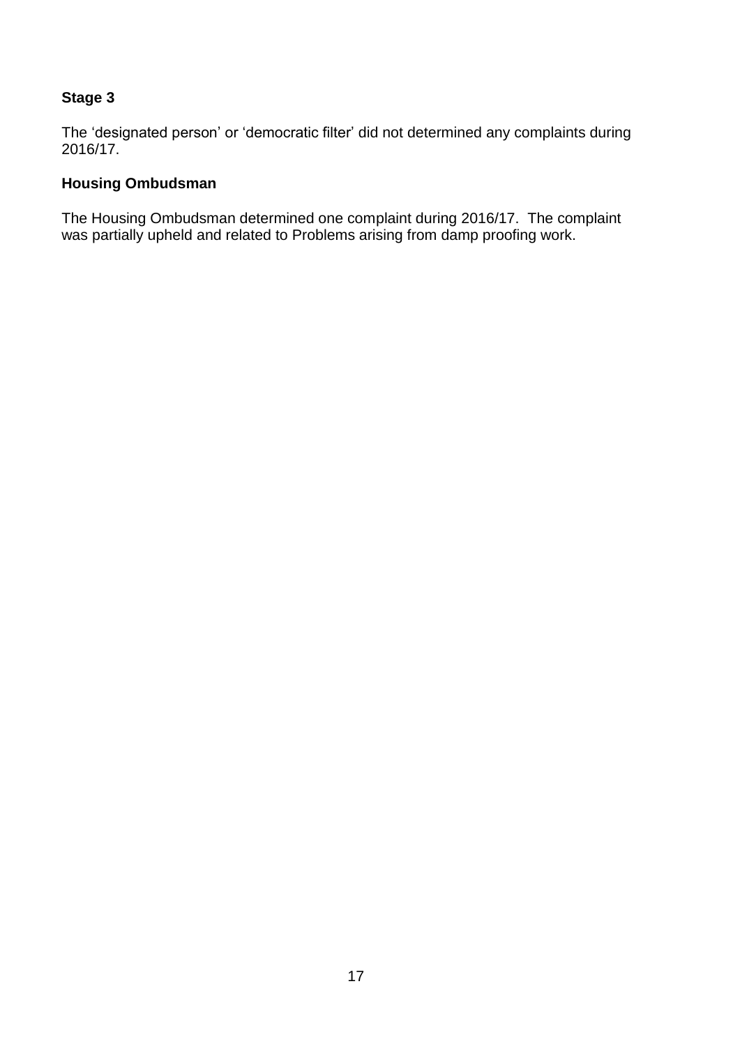**Stage 3**

The ‘designated person’ or ‘democratic filter’ did not determined any complaints during 2016/17.

**Housing Ombudsman**

The Housing Ombudsman determined one complaint during 2016/17. The complaint was partially upheld and related to Problems arising from damp proofing work.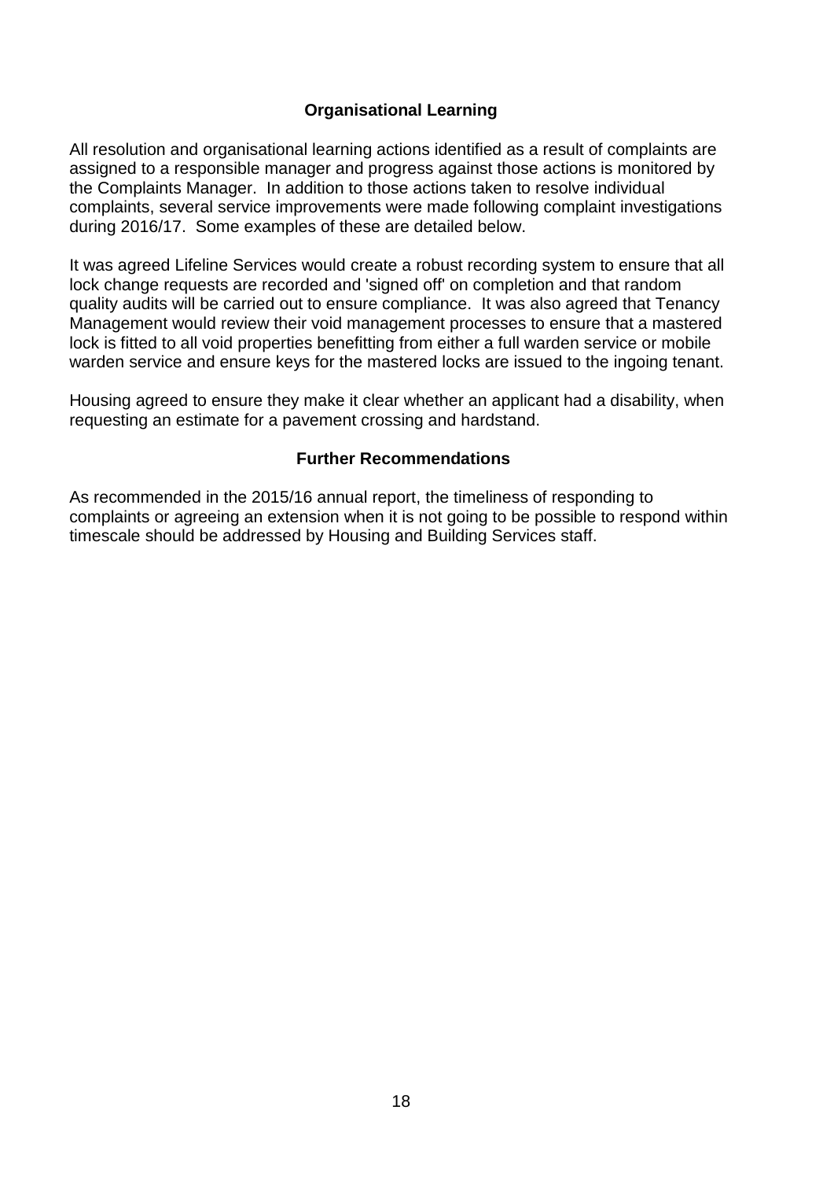## Organisational Learning

All resolution and organisational learning actions identified as a result of complaints are assigned to a responsible manager and progress against those actions is monitored by the Complaints Manager. In addition to those actions taken to resolve individual complaints, several service improvements were made following complaint investigations during 2016/17. Some examples of these are detailed below.

It was agreed Lifeline Services would create a robust recording system to ensure that all lock change requests are recorded and 'signed off' on completion and that random quality audits will be carried out to ensure compliance. It was also agreed that Tenancy Management would review their void management processes to ensure that a mastered lock is fitted to all void properties benefitting from either a full warden service or mobile warden service and ensure keys for the mastered locks are issued to the ingoing tenant.

Housing agreed to ensure they make it clear whether an applicant had a disability, when requesting an estimate for a pavement crossing and hardstand.

## Further Recommendations

As recommended in the 2015/16 annual report, the timeliness of responding to complaints or agreeing an extension when it is not going to be possible to respond within timescale should be addressed by Housing and Building Services staff.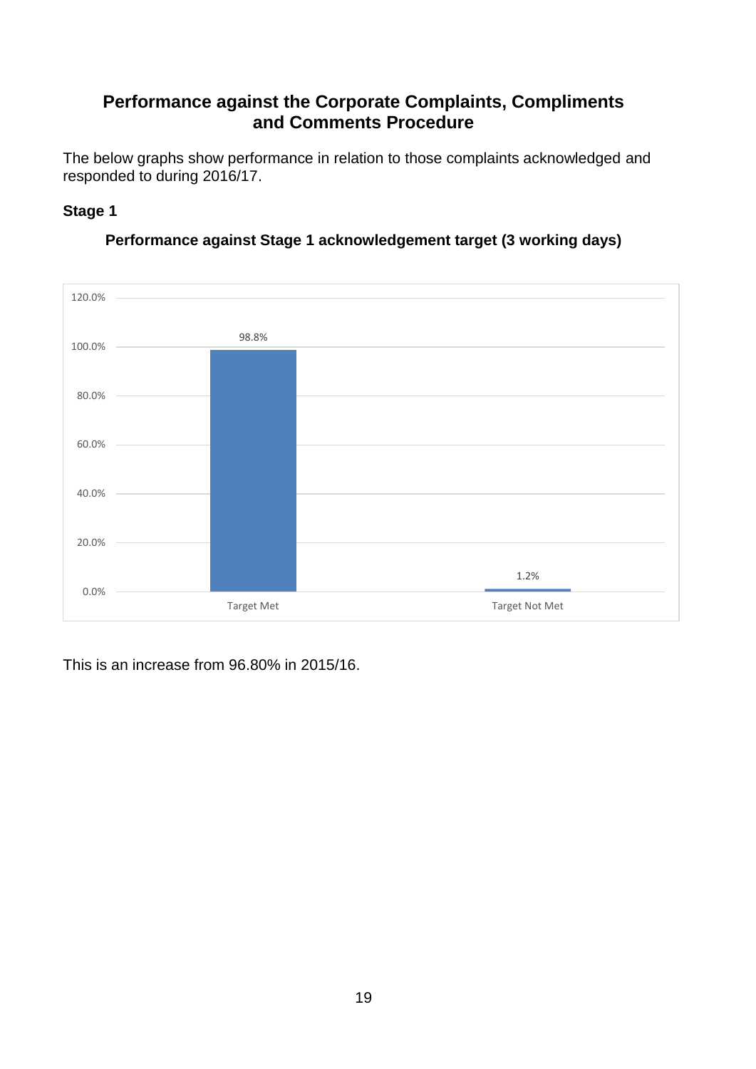## Performance against the Corporate Complaints, Compliments and Comments Procedure

The below graphs show performance in relation to those complaints acknowledged and responded to during 2016/17.

### Stage 1

**Performance against Stage 1 acknowledgement target (3 working days)**

| | Percentage |
|---|---|
| Target Met | 98.8% |
| Target Not Met | 1.2% |

This is an increase from 96.80% in 2015/16.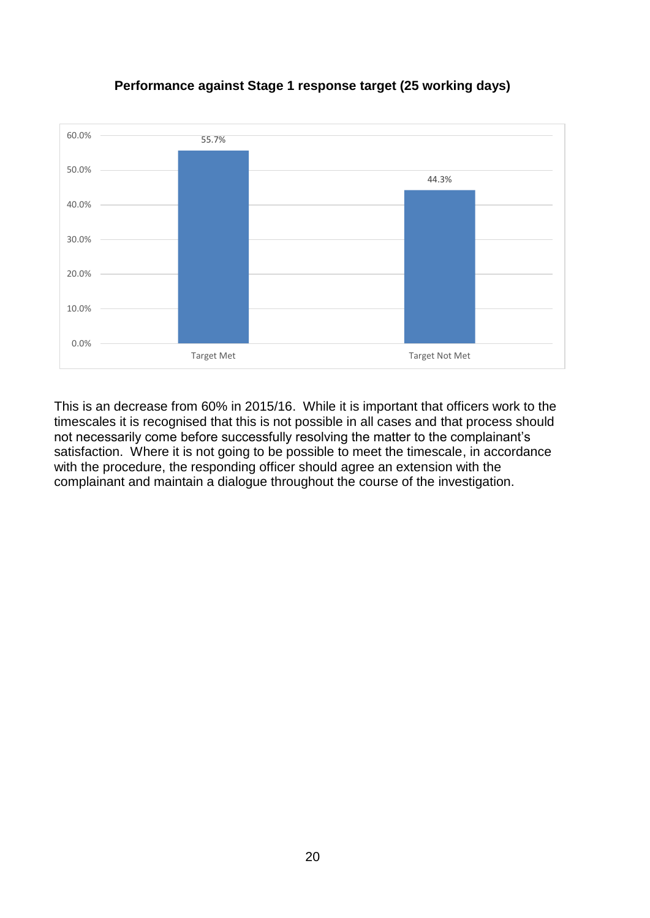**Performance against Stage 1 response target (25 working days)**

| | Percentage |
|---|---|
| Target Met | 55.7% |
| Target Not Met | 44.3% |

This is an decrease from 60% in 2015/16. While it is important that officers work to the timescales it is recognised that this is not possible in all cases and that process should not necessarily come before successfully resolving the matter to the complainant's satisfaction. Where it is not going to be possible to meet the timescale, in accordance with the procedure, the responding officer should agree an extension with the complainant and maintain a dialogue throughout the course of the investigation.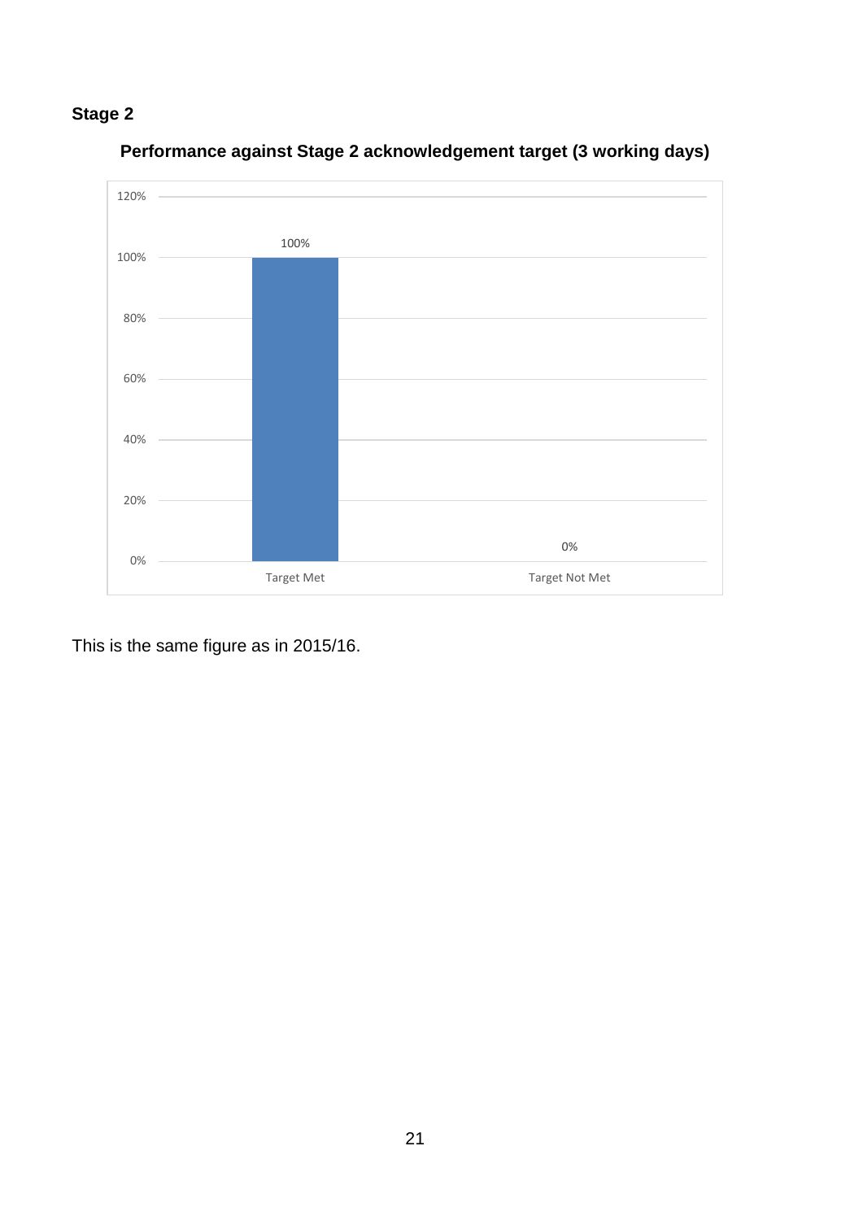**Stage 2**

**Performance against Stage 2 acknowledgement target (3 working days)**

| | Target Met | Target Not Met |
|---|---|---|
| Percentage | 100% | 0% |

This is the same figure as in 2015/16.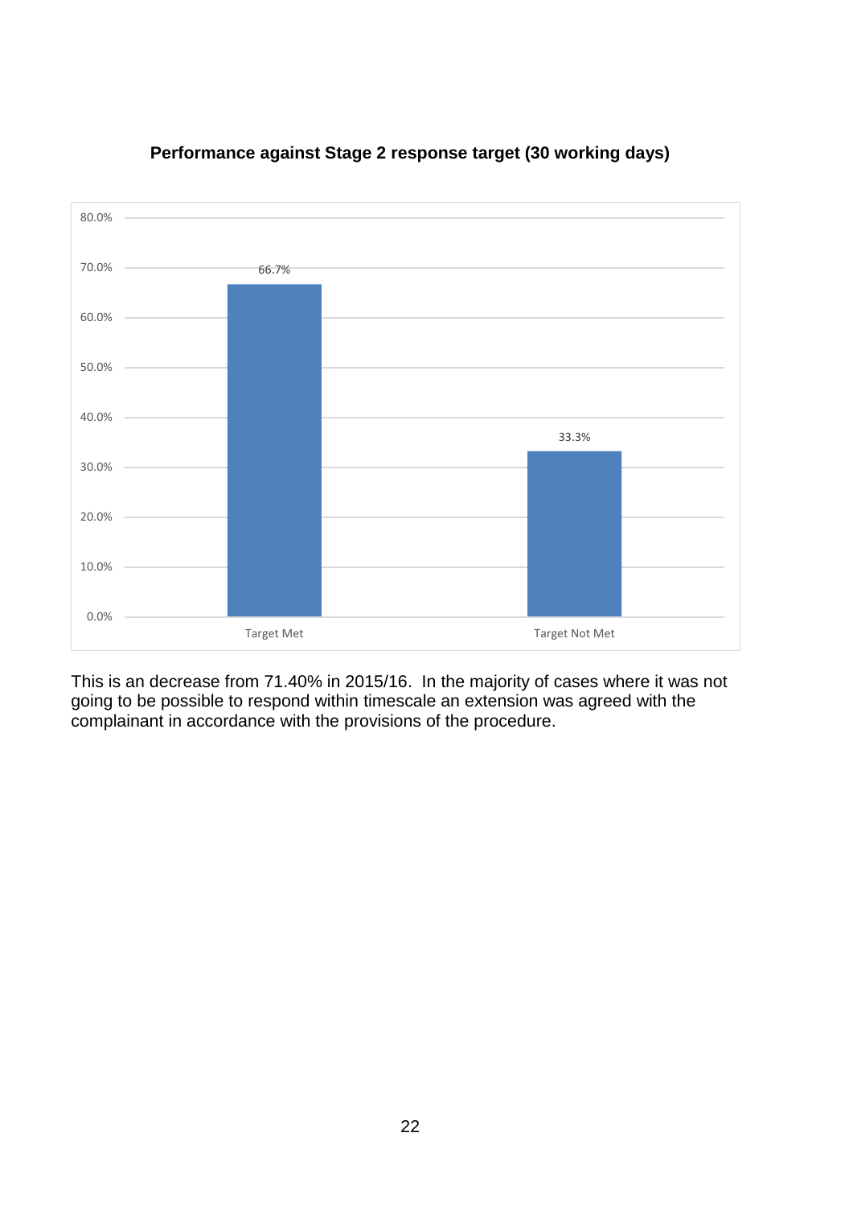**Performance against Stage 2 response target (30 working days)**

80.0%
70.0%
60.0%
50.0%
40.0%
30.0%
20.0%
10.0%
0.0%

66.7%
33.3%

Target Met
Target Not Met

This is an decrease from 71.40% in 2015/16. In the majority of cases where it was not going to be possible to respond within timescale an extension was agreed with the complainant in accordance with the provisions of the procedure.